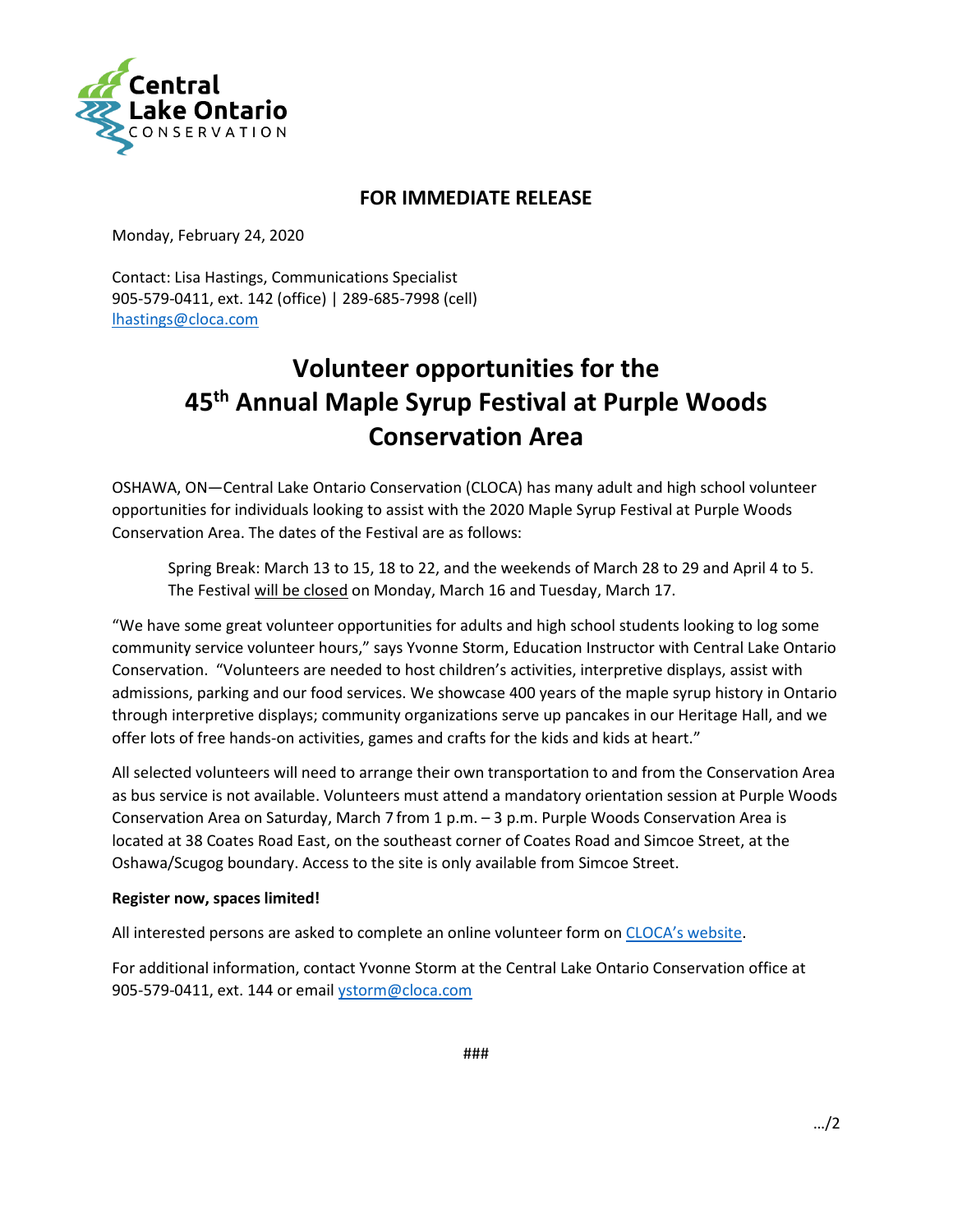**FOR IMMEDIATE RELEASE**

Monday, February 24, 2020

Contact: Lisa Hastings, Communications Specialist
905-579-0411, ext. 142 (office) | 289-685-7998 (cell)
lhastings@cloca.com

# Volunteer opportunities for the 45th Annual Maple Syrup Festival at Purple Woods Conservation Area

OSHAWA, ON—Central Lake Ontario Conservation (CLOCA) has many adult and high school volunteer opportunities for individuals looking to assist with the 2020 Maple Syrup Festival at Purple Woods Conservation Area. The dates of the Festival are as follows:

> Spring Break: March 13 to 15, 18 to 22, and the weekends of March 28 to 29 and April 4 to 5. The Festival will be closed on Monday, March 16 and Tuesday, March 17.

"We have some great volunteer opportunities for adults and high school students looking to log some community service volunteer hours," says Yvonne Storm, Education Instructor with Central Lake Ontario Conservation. "Volunteers are needed to host children's activities, interpretive displays, assist with admissions, parking and our food services. We showcase 400 years of the maple syrup history in Ontario through interpretive displays; community organizations serve up pancakes in our Heritage Hall, and we offer lots of free hands-on activities, games and crafts for the kids and kids at heart."

All selected volunteers will need to arrange their own transportation to and from the Conservation Area as bus service is not available. Volunteers must attend a mandatory orientation session at Purple Woods Conservation Area on Saturday, March 7 from 1 p.m. – 3 p.m. Purple Woods Conservation Area is located at 38 Coates Road East, on the southeast corner of Coates Road and Simcoe Street, at the Oshawa/Scugog boundary. Access to the site is only available from Simcoe Street.

**Register now, spaces limited!**

All interested persons are asked to complete an online volunteer form on CLOCA's website.

For additional information, contact Yvonne Storm at the Central Lake Ontario Conservation office at 905-579-0411, ext. 144 or email ystorm@cloca.com

###

…/2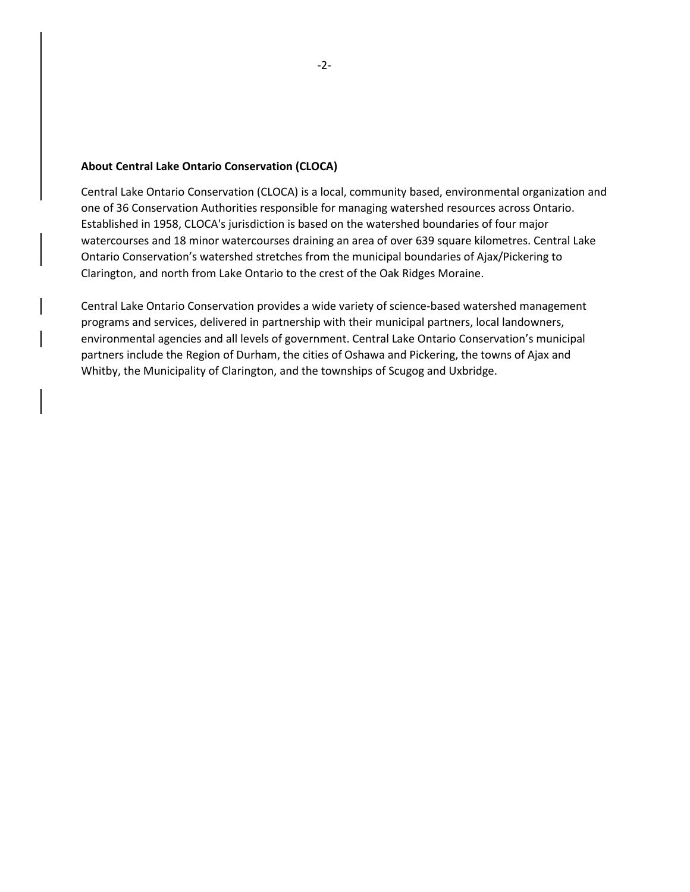**About Central Lake Ontario Conservation (CLOCA)**

Central Lake Ontario Conservation (CLOCA) is a local, community based, environmental organization and one of 36 Conservation Authorities responsible for managing watershed resources across Ontario. Established in 1958, CLOCA's jurisdiction is based on the watershed boundaries of four major watercourses and 18 minor watercourses draining an area of over 639 square kilometres. Central Lake Ontario Conservation's watershed stretches from the municipal boundaries of Ajax/Pickering to Clarington, and north from Lake Ontario to the crest of the Oak Ridges Moraine.

Central Lake Ontario Conservation provides a wide variety of science-based watershed management programs and services, delivered in partnership with their municipal partners, local landowners, environmental agencies and all levels of government. Central Lake Ontario Conservation's municipal partners include the Region of Durham, the cities of Oshawa and Pickering, the towns of Ajax and Whitby, the Municipality of Clarington, and the townships of Scugog and Uxbridge.